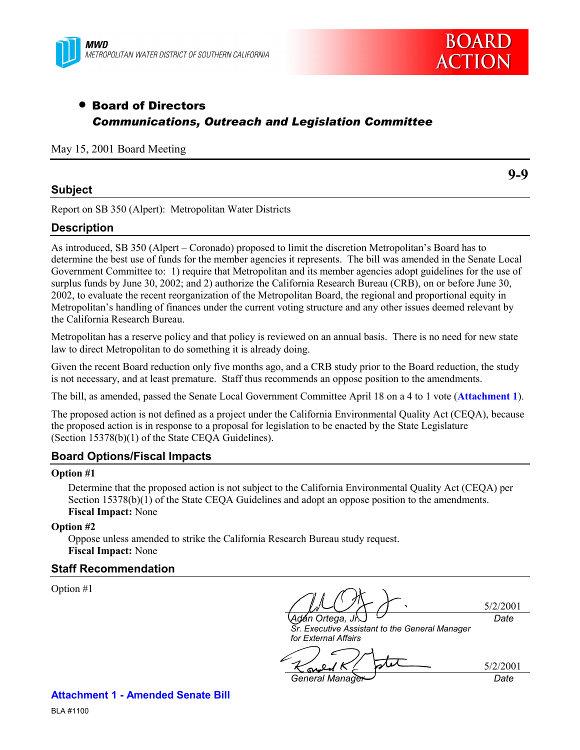MWD
METROPOLITAN WATER DISTRICT OF SOUTHERN CALIFORNIA

**BOARD ACTION**

- **Board of Directors**
  ***Communications, Outreach and Legislation Committee***

May 15, 2001 Board Meeting

**9-9**

## Subject

Report on SB 350 (Alpert): Metropolitan Water Districts

## Description

As introduced, SB 350 (Alpert – Coronado) proposed to limit the discretion Metropolitan's Board has to determine the best use of funds for the member agencies it represents. The bill was amended in the Senate Local Government Committee to: 1) require that Metropolitan and its member agencies adopt guidelines for the use of surplus funds by June 30, 2002; and 2) authorize the California Research Bureau (CRB), on or before June 30, 2002, to evaluate the recent reorganization of the Metropolitan Board, the regional and proportional equity in Metropolitan's handling of finances under the current voting structure and any other issues deemed relevant by the California Research Bureau.

Metropolitan has a reserve policy and that policy is reviewed on an annual basis. There is no need for new state law to direct Metropolitan to do something it is already doing.

Given the recent Board reduction only five months ago, and a CRB study prior to the Board reduction, the study is not necessary, and at least premature. Staff thus recommends an oppose position to the amendments.

The bill, as amended, passed the Senate Local Government Committee April 18 on a 4 to 1 vote (**Attachment 1**).

The proposed action is not defined as a project under the California Environmental Quality Act (CEQA), because the proposed action is in response to a proposal for legislation to be enacted by the State Legislature (Section 15378(b)(1) of the State CEQA Guidelines).

## Board Options/Fiscal Impacts

**Option #1**

Determine that the proposed action is not subject to the California Environmental Quality Act (CEQA) per Section 15378(b)(1) of the State CEQA Guidelines and adopt an oppose position to the amendments.
**Fiscal Impact:** None

**Option #2**

Oppose unless amended to strike the California Research Bureau study request.
**Fiscal Impact:** None

## Staff Recommendation

Option #1

*Adán Ortega, Jr.* — 5/2/2001 (Date)
*Sr. Executive Assistant to the General Manager for External Affairs*

*General Manager* — 5/2/2001 (Date)

**Attachment 1 - Amended Senate Bill**

BLA #1100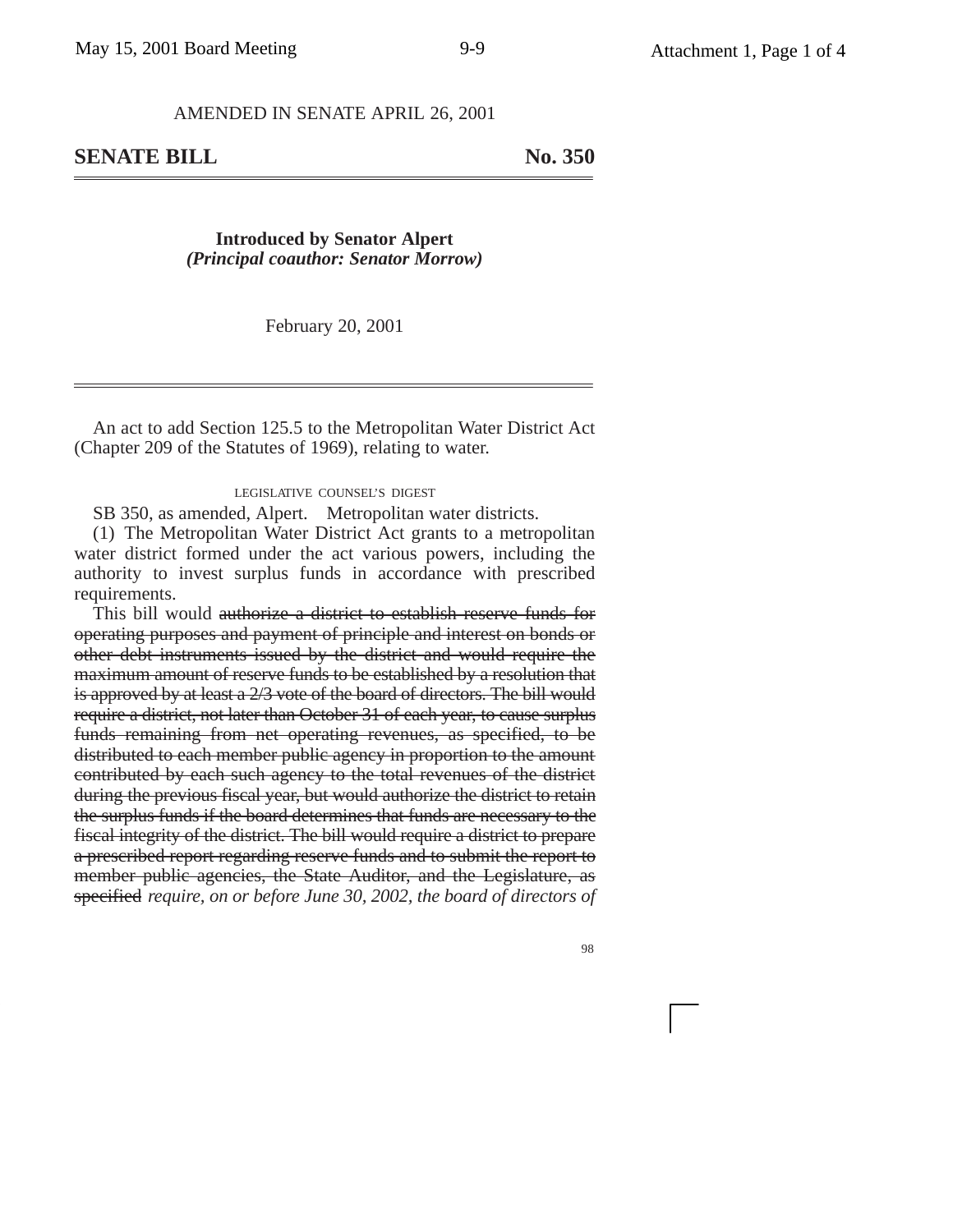AMENDED IN SENATE APRIL 26, 2001

## SENATE BILL No. 350

**Introduced by Senator Alpert**
***(Principal coauthor: Senator Morrow)***

February 20, 2001

An act to add Section 125.5 to the Metropolitan Water District Act (Chapter 209 of the Statutes of 1969), relating to water.

LEGISLATIVE COUNSEL'S DIGEST

SB 350, as amended, Alpert. Metropolitan water districts.

(1) The Metropolitan Water District Act grants to a metropolitan water district formed under the act various powers, including the authority to invest surplus funds in accordance with prescribed requirements.

This bill would ~~authorize a district to establish reserve funds for operating purposes and payment of principle and interest on bonds or other debt instruments issued by the district and would require the maximum amount of reserve funds to be established by a resolution that is approved by at least a 2/3 vote of the board of directors. The bill would require a district, not later than October 31 of each year, to cause surplus funds remaining from net operating revenues, as specified, to be distributed to each member public agency in proportion to the amount contributed by each such agency to the total revenues of the district during the previous fiscal year, but would authorize the district to retain the surplus funds if the board determines that funds are necessary to the fiscal integrity of the district. The bill would require a district to prepare a prescribed report regarding reserve funds and to submit the report to member public agencies, the State Auditor, and the Legislature, as specified~~ *require, on or before June 30, 2002, the board of directors of*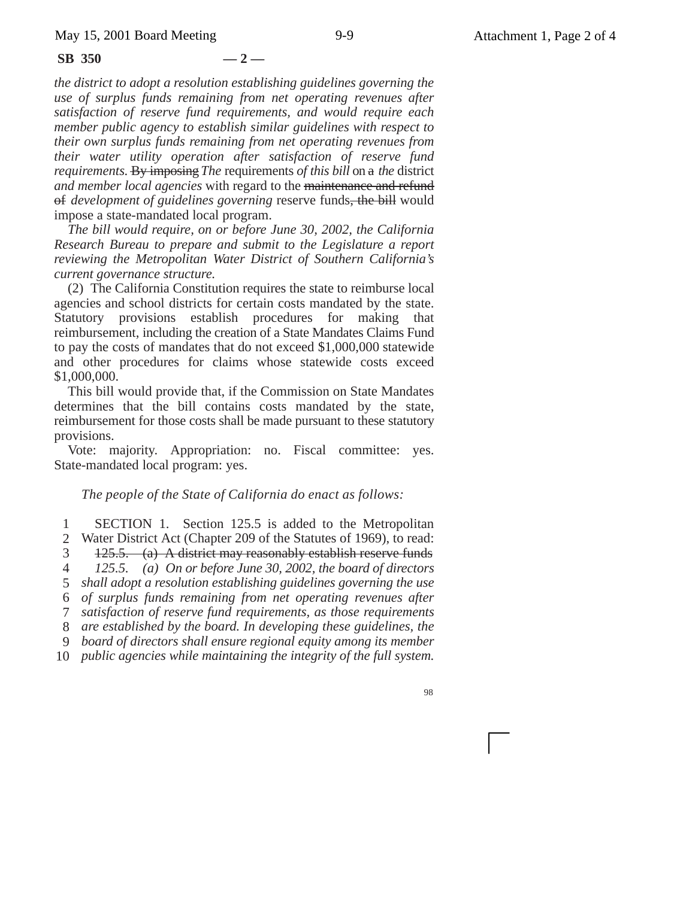*the district to adopt a resolution establishing guidelines governing the use of surplus funds remaining from net operating revenues after satisfaction of reserve fund requirements, and would require each member public agency to establish similar guidelines with respect to their own surplus funds remaining from net operating revenues from their water utility operation after satisfaction of reserve fund requirements.* ~~By imposing~~ *The* requirements *of this bill* on ~~a~~ *the* district *and member local agencies* with regard to the ~~maintenance and refund of~~ *development of guidelines governing* reserve funds~~, the bill~~ would impose a state-mandated local program.

*The bill would require, on or before June 30, 2002, the California Research Bureau to prepare and submit to the Legislature a report reviewing the Metropolitan Water District of Southern California's current governance structure.*

(2) The California Constitution requires the state to reimburse local agencies and school districts for certain costs mandated by the state. Statutory provisions establish procedures for making that reimbursement, including the creation of a State Mandates Claims Fund to pay the costs of mandates that do not exceed $1,000,000 statewide and other procedures for claims whose statewide costs exceed $1,000,000.

This bill would provide that, if the Commission on State Mandates determines that the bill contains costs mandated by the state, reimbursement for those costs shall be made pursuant to these statutory provisions.

Vote: majority. Appropriation: no. Fiscal committee: yes. State-mandated local program: yes.

*The people of the State of California do enact as follows:*

1 SECTION 1. Section 125.5 is added to the Metropolitan
2 Water District Act (Chapter 209 of the Statutes of 1969), to read:
3 ~~125.5. (a) A district may reasonably establish reserve funds~~
4 *125.5. (a) On or before June 30, 2002, the board of directors*
5 *shall adopt a resolution establishing guidelines governing the use*
6 *of surplus funds remaining from net operating revenues after*
7 *satisfaction of reserve fund requirements, as those requirements*
8 *are established by the board. In developing these guidelines, the*
9 *board of directors shall ensure regional equity among its member*
10 *public agencies while maintaining the integrity of the full system.*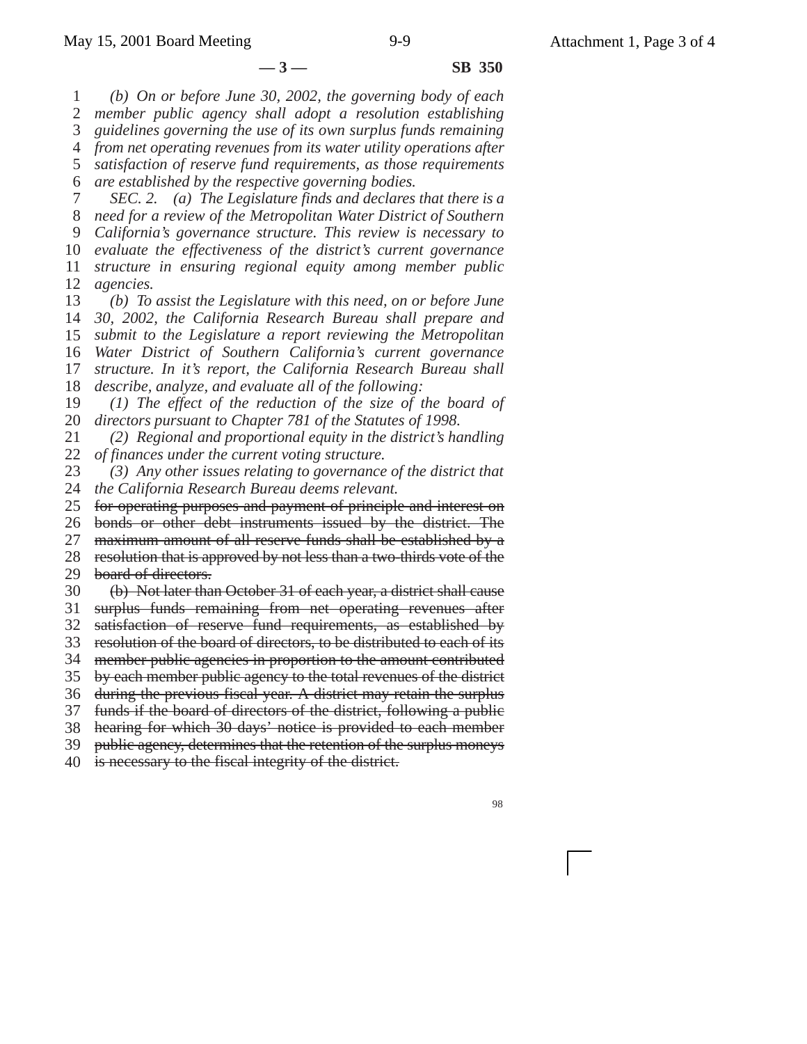*(b) On or before June 30, 2002, the governing body of each member public agency shall adopt a resolution establishing guidelines governing the use of its own surplus funds remaining from net operating revenues from its water utility operations after satisfaction of reserve fund requirements, as those requirements are established by the respective governing bodies.*

*SEC. 2. (a) The Legislature finds and declares that there is a need for a review of the Metropolitan Water District of Southern California's governance structure. This review is necessary to evaluate the effectiveness of the district's current governance structure in ensuring regional equity among member public agencies.*

*(b) To assist the Legislature with this need, on or before June 30, 2002, the California Research Bureau shall prepare and submit to the Legislature a report reviewing the Metropolitan Water District of Southern California's current governance structure. In it's report, the California Research Bureau shall describe, analyze, and evaluate all of the following:*

*(1) The effect of the reduction of the size of the board of directors pursuant to Chapter 781 of the Statutes of 1998.*

*(2) Regional and proportional equity in the district's handling of finances under the current voting structure.*

*(3) Any other issues relating to governance of the district that the California Research Bureau deems relevant.*

~~for operating purposes and payment of principle and interest on bonds or other debt instruments issued by the district. The maximum amount of all reserve funds shall be established by a resolution that is approved by not less than a two-thirds vote of the board of directors.~~

~~(b) Not later than October 31 of each year, a district shall cause surplus funds remaining from net operating revenues after satisfaction of reserve fund requirements, as established by resolution of the board of directors, to be distributed to each of its member public agencies in proportion to the amount contributed by each member public agency to the total revenues of the district during the previous fiscal year. A district may retain the surplus funds if the board of directors of the district, following a public hearing for which 30 days' notice is provided to each member public agency, determines that the retention of the surplus moneys is necessary to the fiscal integrity of the district.~~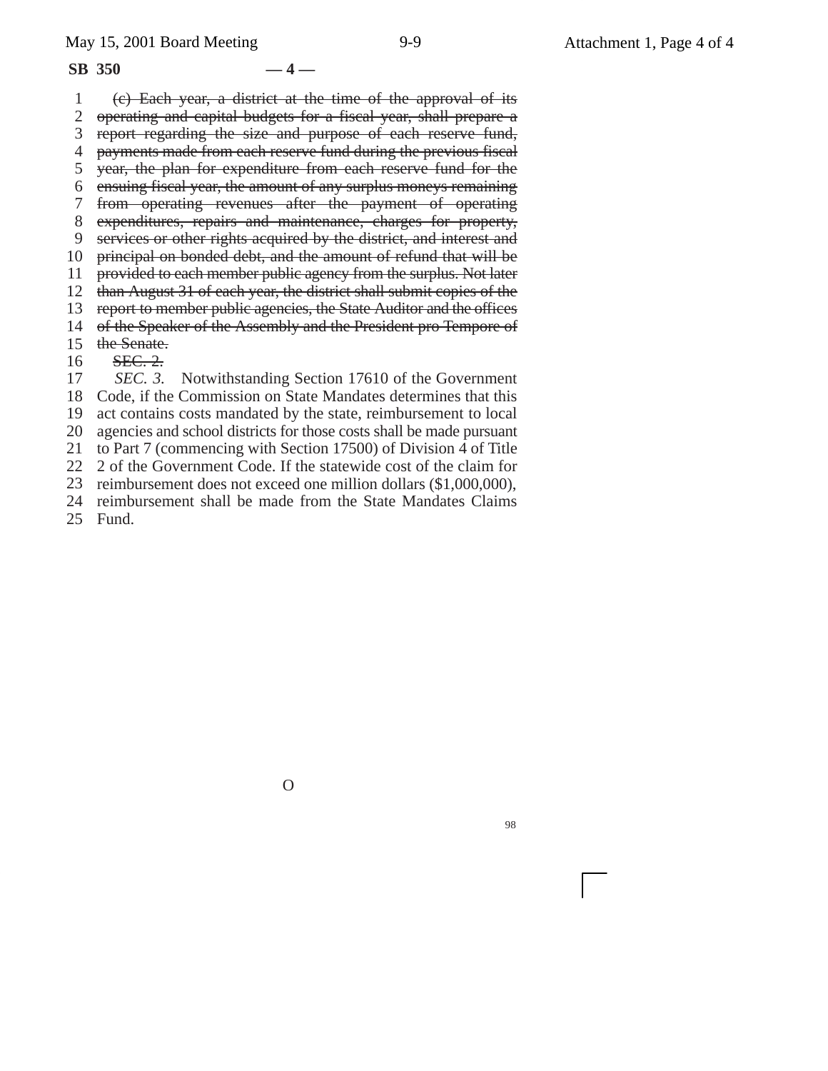~~(c) Each year, a district at the time of the approval of its operating and capital budgets for a fiscal year, shall prepare a report regarding the size and purpose of each reserve fund, payments made from each reserve fund during the previous fiscal year, the plan for expenditure from each reserve fund for the ensuing fiscal year, the amount of any surplus moneys remaining from operating revenues after the payment of operating expenditures, repairs and maintenance, charges for property, services or other rights acquired by the district, and interest and principal on bonded debt, and the amount of refund that will be provided to each member public agency from the surplus. Not later than August 31 of each year, the district shall submit copies of the report to member public agencies, the State Auditor and the offices of the Speaker of the Assembly and the President pro Tempore of the Senate.~~

~~*SEC. 2.*~~

*SEC. 3.* Notwithstanding Section 17610 of the Government Code, if the Commission on State Mandates determines that this act contains costs mandated by the state, reimbursement to local agencies and school districts for those costs shall be made pursuant to Part 7 (commencing with Section 17500) of Division 4 of Title 2 of the Government Code. If the statewide cost of the claim for reimbursement does not exceed one million dollars ($1,000,000), reimbursement shall be made from the State Mandates Claims Fund.

O